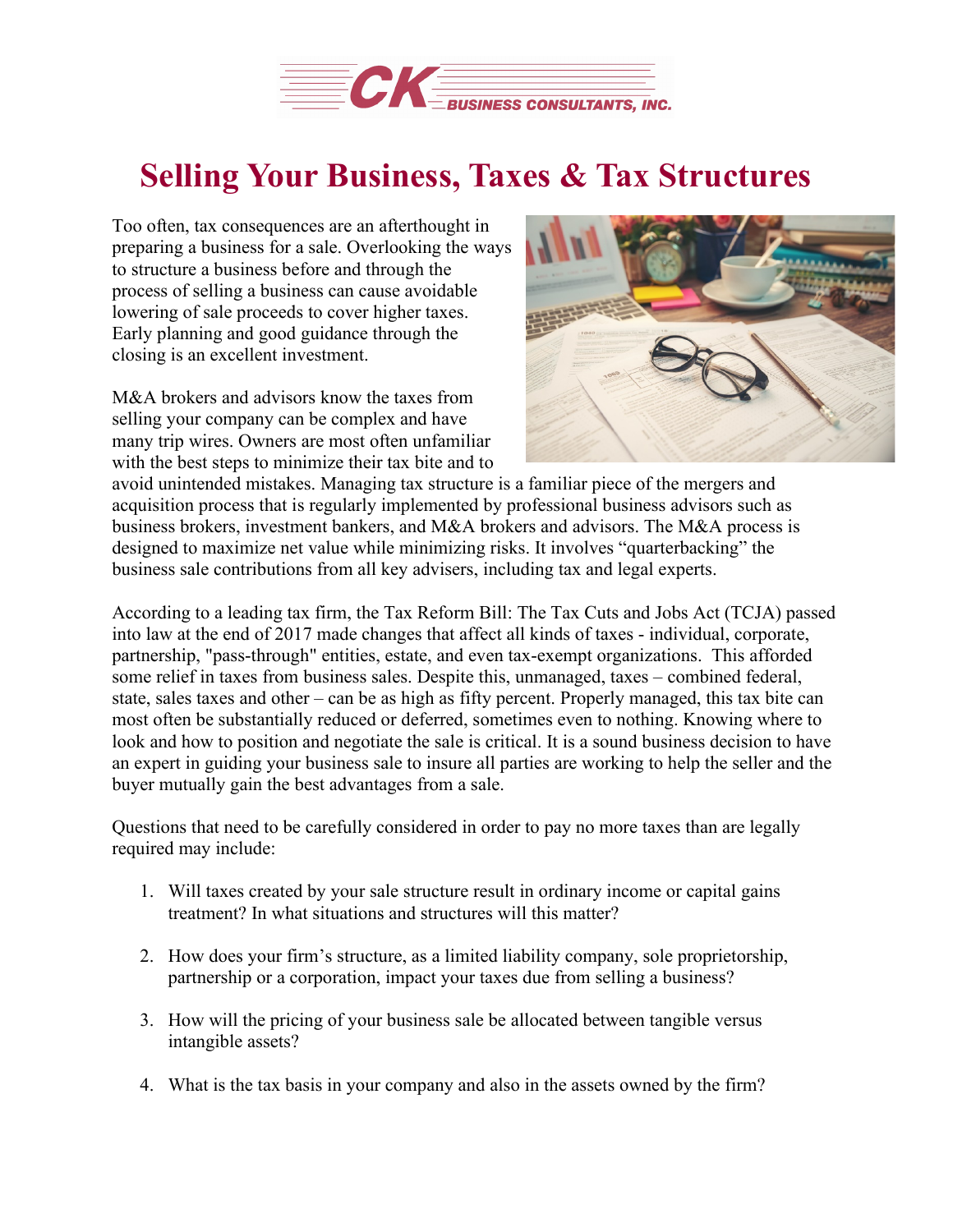# Selling Your Business, Taxes & Tax Structures

Too often, tax consequences are an afterthought in preparing a business for a sale. Overlooking the ways to structure a business before and through the process of selling a business can cause avoidable lowering of sale proceeds to cover higher taxes. Early planning and good guidance through the closing is an excellent investment.

M&A brokers and advisors know the taxes from selling your company can be complex and have many trip wires. Owners are most often unfamiliar with the best steps to minimize their tax bite and to avoid unintended mistakes. Managing tax structure is a familiar piece of the mergers and acquisition process that is regularly implemented by professional business advisors such as business brokers, investment bankers, and M&A brokers and advisors. The M&A process is designed to maximize net value while minimizing risks. It involves "quarterbacking" the business sale contributions from all key advisers, including tax and legal experts.

According to a leading tax firm, the Tax Reform Bill: The Tax Cuts and Jobs Act (TCJA) passed into law at the end of 2017 made changes that affect all kinds of taxes - individual, corporate, partnership, "pass-through" entities, estate, and even tax-exempt organizations. This afforded some relief in taxes from business sales. Despite this, unmanaged, taxes – combined federal, state, sales taxes and other – can be as high as fifty percent. Properly managed, this tax bite can most often be substantially reduced or deferred, sometimes even to nothing. Knowing where to look and how to position and negotiate the sale is critical. It is a sound business decision to have an expert in guiding your business sale to insure all parties are working to help the seller and the buyer mutually gain the best advantages from a sale.

Questions that need to be carefully considered in order to pay no more taxes than are legally required may include:

1. Will taxes created by your sale structure result in ordinary income or capital gains treatment? In what situations and structures will this matter?

2. How does your firm's structure, as a limited liability company, sole proprietorship, partnership or a corporation, impact your taxes due from selling a business?

3. How will the pricing of your business sale be allocated between tangible versus intangible assets?

4. What is the tax basis in your company and also in the assets owned by the firm?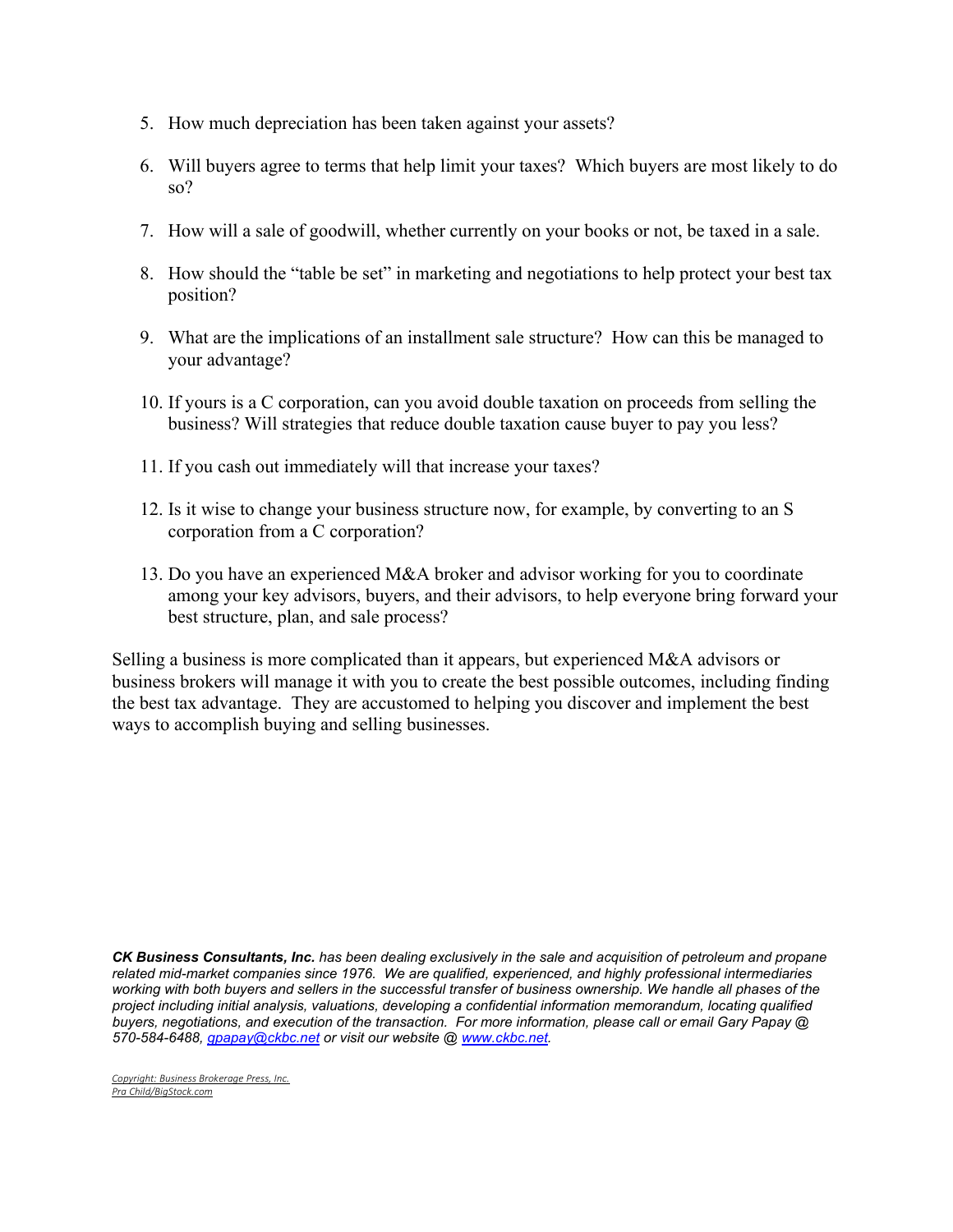5. How much depreciation has been taken against your assets?

6. Will buyers agree to terms that help limit your taxes? Which buyers are most likely to do so?

7. How will a sale of goodwill, whether currently on your books or not, be taxed in a sale.

8. How should the "table be set" in marketing and negotiations to help protect your best tax position?

9. What are the implications of an installment sale structure? How can this be managed to your advantage?

10. If yours is a C corporation, can you avoid double taxation on proceeds from selling the business? Will strategies that reduce double taxation cause buyer to pay you less?

11. If you cash out immediately will that increase your taxes?

12. Is it wise to change your business structure now, for example, by converting to an S corporation from a C corporation?

13. Do you have an experienced M&A broker and advisor working for you to coordinate among your key advisors, buyers, and their advisors, to help everyone bring forward your best structure, plan, and sale process?

Selling a business is more complicated than it appears, but experienced M&A advisors or business brokers will manage it with you to create the best possible outcomes, including finding the best tax advantage. They are accustomed to helping you discover and implement the best ways to accomplish buying and selling businesses.

***CK Business Consultants, Inc.*** *has been dealing exclusively in the sale and acquisition of petroleum and propane related mid-market companies since 1976. We are qualified, experienced, and highly professional intermediaries working with both buyers and sellers in the successful transfer of business ownership. We handle all phases of the project including initial analysis, valuations, developing a confidential information memorandum, locating qualified buyers, negotiations, and execution of the transaction. For more information, please call or email Gary Papay @ 570-584-6488, [gpapay@ckbc.net](mailto:gpapay@ckbc.net) or visit our website @ [www.ckbc.net](http://www.ckbc.net).*

*Copyright: Business Brokerage Press, Inc.*
*Pra Child/BigStock.com*